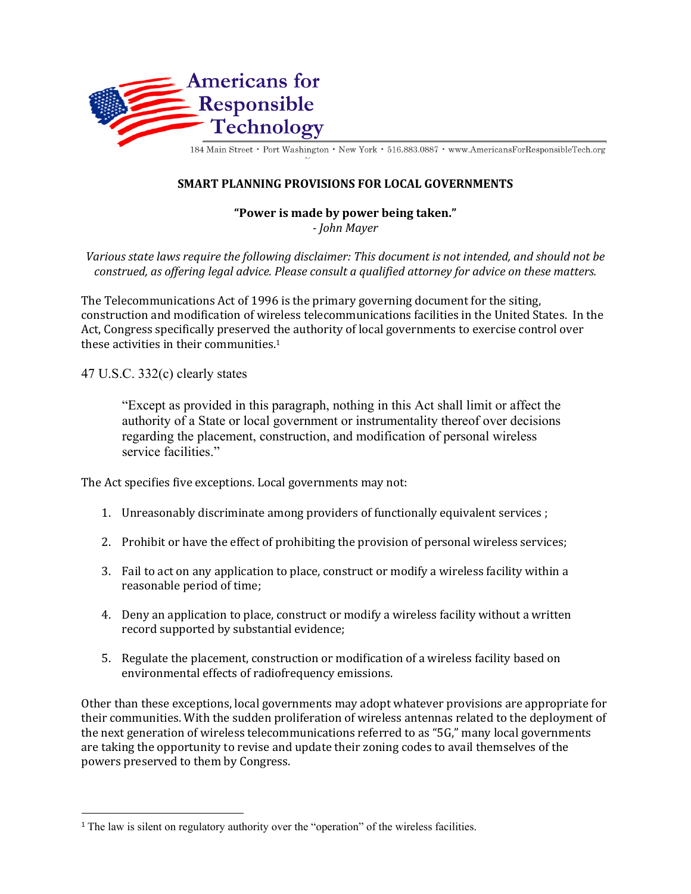Americans for Responsible Technology

184 Main Street • Port Washington • New York • 516.883.0887 • www.AmericansForResponsibleTech.org

## SMART PLANNING PROVISIONS FOR LOCAL GOVERNMENTS

**"Power is made by power being taken."**
*- John Mayer*

*Various state laws require the following disclaimer: This document is not intended, and should not be construed, as offering legal advice. Please consult a qualified attorney for advice on these matters.*

The Telecommunications Act of 1996 is the primary governing document for the siting, construction and modification of wireless telecommunications facilities in the United States. In the Act, Congress specifically preserved the authority of local governments to exercise control over these activities in their communities.[1]

47 U.S.C. 332(c) clearly states

> "Except as provided in this paragraph, nothing in this Act shall limit or affect the authority of a State or local government or instrumentality thereof over decisions regarding the placement, construction, and modification of personal wireless service facilities."

The Act specifies five exceptions. Local governments may not:

1. Unreasonably discriminate among providers of functionally equivalent services ;
2. Prohibit or have the effect of prohibiting the provision of personal wireless services;
3. Fail to act on any application to place, construct or modify a wireless facility within a reasonable period of time;
4. Deny an application to place, construct or modify a wireless facility without a written record supported by substantial evidence;
5. Regulate the placement, construction or modification of a wireless facility based on environmental effects of radiofrequency emissions.

Other than these exceptions, local governments may adopt whatever provisions are appropriate for their communities. With the sudden proliferation of wireless antennas related to the deployment of the next generation of wireless telecommunications referred to as "5G," many local governments are taking the opportunity to revise and update their zoning codes to avail themselves of the powers preserved to them by Congress.

---

[1] The law is silent on regulatory authority over the "operation" of the wireless facilities.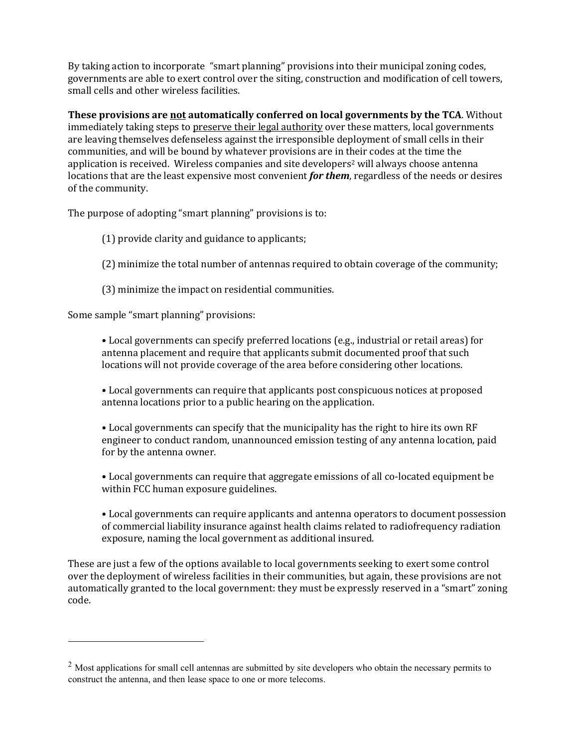By taking action to incorporate "smart planning" provisions into their municipal zoning codes, governments are able to exert control over the siting, construction and modification of cell towers, small cells and other wireless facilities.

**These provisions are <u>not</u> automatically conferred on local governments by the TCA**. Without immediately taking steps to <u>preserve their legal authority</u> over these matters, local governments are leaving themselves defenseless against the irresponsible deployment of small cells in their communities, and will be bound by whatever provisions are in their codes at the time the application is received. Wireless companies and site developers[2] will always choose antenna locations that are the least expensive most convenient ***for them***, regardless of the needs or desires of the community.

The purpose of adopting "smart planning" provisions is to:

(1) provide clarity and guidance to applicants;

(2) minimize the total number of antennas required to obtain coverage of the community;

(3) minimize the impact on residential communities.

Some sample "smart planning" provisions:

- Local governments can specify preferred locations (e.g., industrial or retail areas) for antenna placement and require that applicants submit documented proof that such locations will not provide coverage of the area before considering other locations.

- Local governments can require that applicants post conspicuous notices at proposed antenna locations prior to a public hearing on the application.

- Local governments can specify that the municipality has the right to hire its own RF engineer to conduct random, unannounced emission testing of any antenna location, paid for by the antenna owner.

- Local governments can require that aggregate emissions of all co-located equipment be within FCC human exposure guidelines.

- Local governments can require applicants and antenna operators to document possession of commercial liability insurance against health claims related to radiofrequency radiation exposure, naming the local government as additional insured.

These are just a few of the options available to local governments seeking to exert some control over the deployment of wireless facilities in their communities, but again, these provisions are not automatically granted to the local government: they must be expressly reserved in a "smart" zoning code.

---

[2] Most applications for small cell antennas are submitted by site developers who obtain the necessary permits to construct the antenna, and then lease space to one or more telecoms.